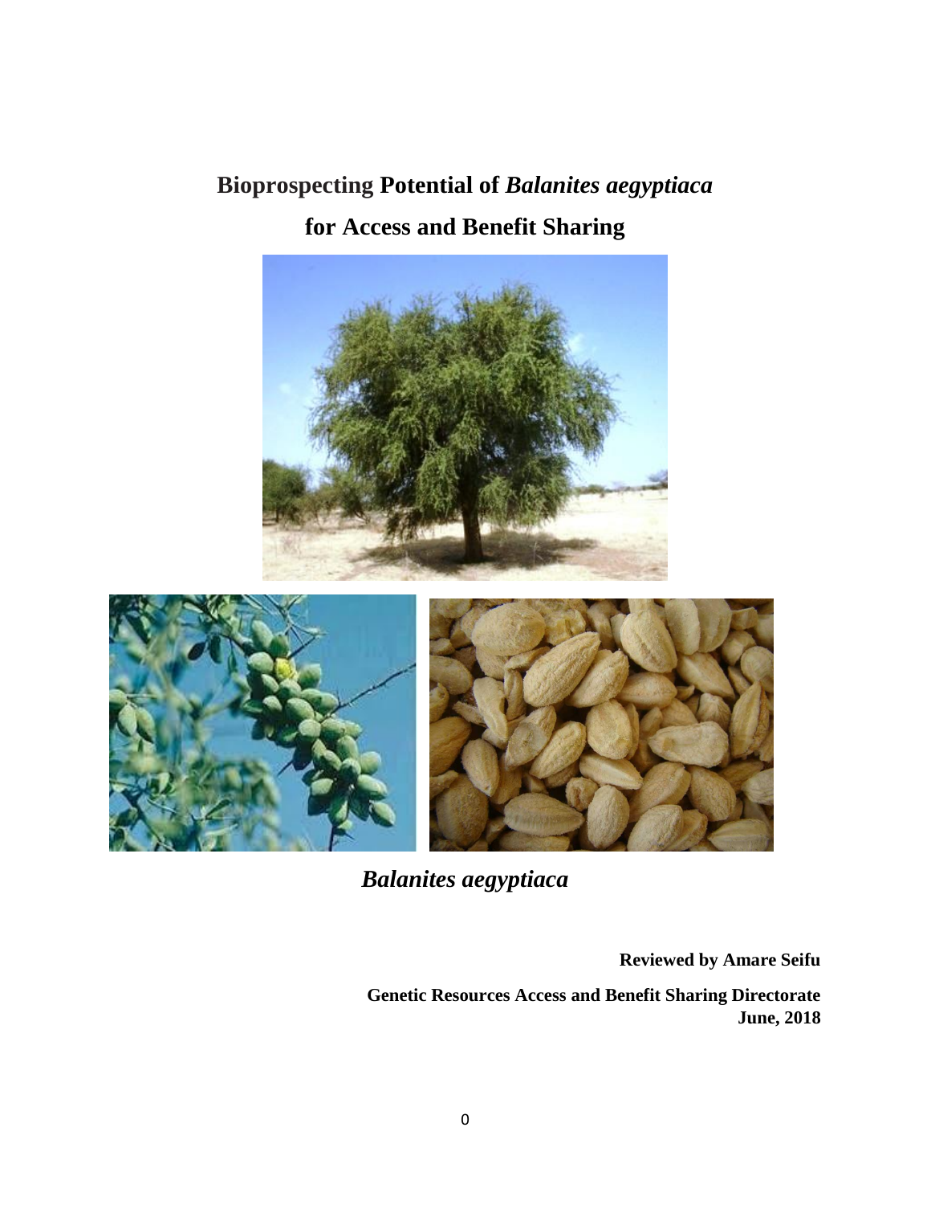# Bioprospecting Potential of *Balanites aegyptiaca* for Access and Benefit Sharing

*Balanites aegyptiaca*

**Reviewed by Amare Seifu**

**Genetic Resources Access and Benefit Sharing Directorate**
**June, 2018**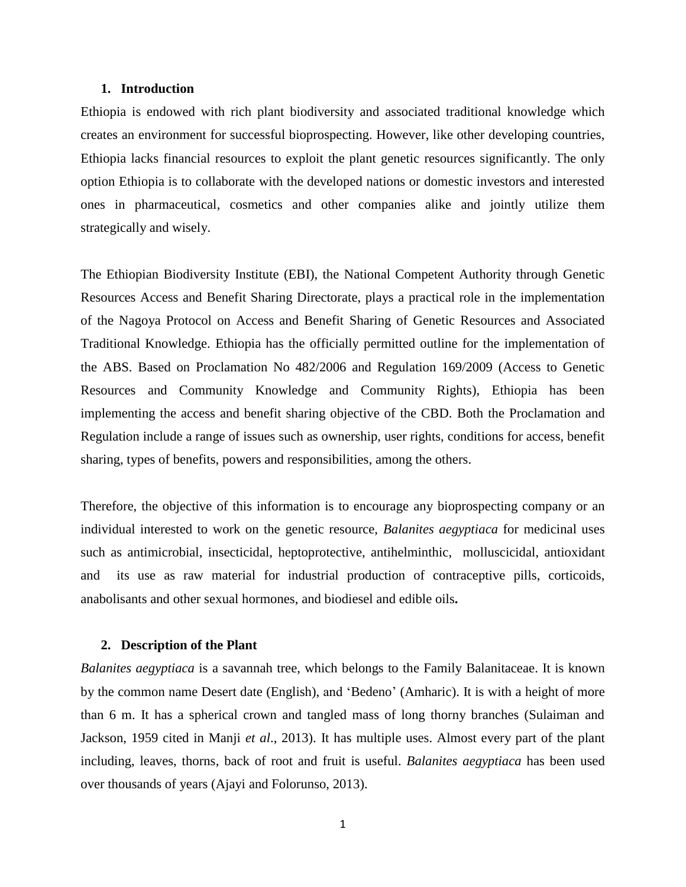## 1. Introduction

Ethiopia is endowed with rich plant biodiversity and associated traditional knowledge which creates an environment for successful bioprospecting. However, like other developing countries, Ethiopia lacks financial resources to exploit the plant genetic resources significantly. The only option Ethiopia is to collaborate with the developed nations or domestic investors and interested ones in pharmaceutical, cosmetics and other companies alike and jointly utilize them strategically and wisely.

The Ethiopian Biodiversity Institute (EBI), the National Competent Authority through Genetic Resources Access and Benefit Sharing Directorate, plays a practical role in the implementation of the Nagoya Protocol on Access and Benefit Sharing of Genetic Resources and Associated Traditional Knowledge. Ethiopia has the officially permitted outline for the implementation of the ABS. Based on Proclamation No 482/2006 and Regulation 169/2009 (Access to Genetic Resources and Community Knowledge and Community Rights), Ethiopia has been implementing the access and benefit sharing objective of the CBD. Both the Proclamation and Regulation include a range of issues such as ownership, user rights, conditions for access, benefit sharing, types of benefits, powers and responsibilities, among the others.

Therefore, the objective of this information is to encourage any bioprospecting company or an individual interested to work on the genetic resource, *Balanites aegyptiaca* for medicinal uses such as antimicrobial, insecticidal, heptoprotective, antihelminthic, molluscicidal, antioxidant and its use as raw material for industrial production of contraceptive pills, corticoids, anabolisants and other sexual hormones, and biodiesel and edible oils**.**

## 2. Description of the Plant

*Balanites aegyptiaca* is a savannah tree, which belongs to the Family Balanitaceae. It is known by the common name Desert date (English), and 'Bedeno' (Amharic). It is with a height of more than 6 m. It has a spherical crown and tangled mass of long thorny branches (Sulaiman and Jackson, 1959 cited in Manji *et al*., 2013). It has multiple uses. Almost every part of the plant including, leaves, thorns, back of root and fruit is useful. *Balanites aegyptiaca* has been used over thousands of years (Ajayi and Folorunso, 2013).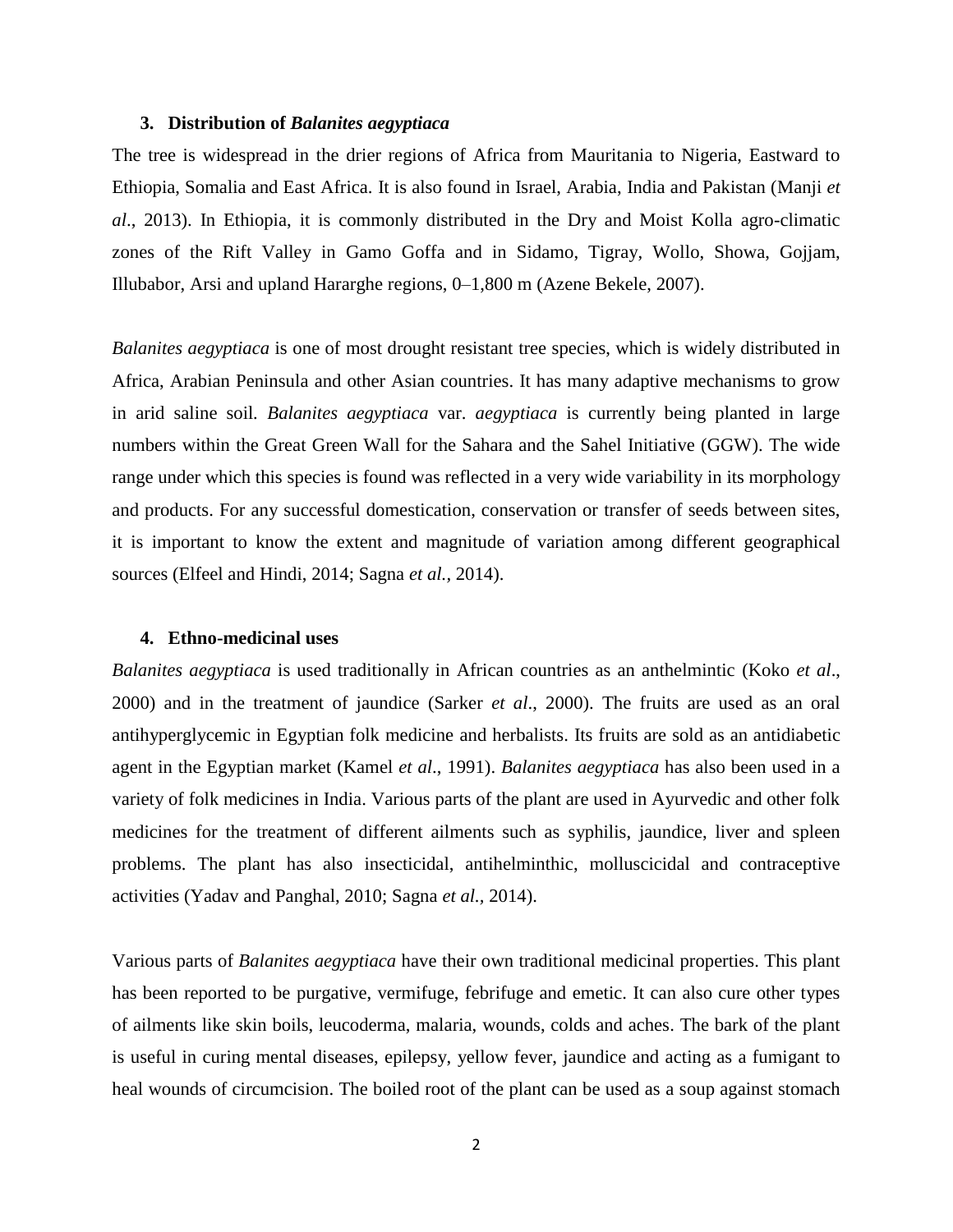## 3. Distribution of *Balanites aegyptiaca*

The tree is widespread in the drier regions of Africa from Mauritania to Nigeria, Eastward to Ethiopia, Somalia and East Africa. It is also found in Israel, Arabia, India and Pakistan (Manji *et al*., 2013). In Ethiopia, it is commonly distributed in the Dry and Moist Kolla agro-climatic zones of the Rift Valley in Gamo Goffa and in Sidamo, Tigray, Wollo, Showa, Gojjam, Illubabor, Arsi and upland Hararghe regions, 0–1,800 m (Azene Bekele, 2007).

*Balanites aegyptiaca* is one of most drought resistant tree species, which is widely distributed in Africa, Arabian Peninsula and other Asian countries. It has many adaptive mechanisms to grow in arid saline soil. *Balanites aegyptiaca* var. *aegyptiaca* is currently being planted in large numbers within the Great Green Wall for the Sahara and the Sahel Initiative (GGW). The wide range under which this species is found was reflected in a very wide variability in its morphology and products. For any successful domestication, conservation or transfer of seeds between sites, it is important to know the extent and magnitude of variation among different geographical sources (Elfeel and Hindi, 2014; Sagna *et al.,* 2014).

## 4. Ethno-medicinal uses

*Balanites aegyptiaca* is used traditionally in African countries as an anthelmintic (Koko *et al*., 2000) and in the treatment of jaundice (Sarker *et al*., 2000). The fruits are used as an oral antihyperglycemic in Egyptian folk medicine and herbalists. Its fruits are sold as an antidiabetic agent in the Egyptian market (Kamel *et al*., 1991). *Balanites aegyptiaca* has also been used in a variety of folk medicines in India. Various parts of the plant are used in Ayurvedic and other folk medicines for the treatment of different ailments such as syphilis, jaundice, liver and spleen problems. The plant has also insecticidal, antihelminthic, molluscicidal and contraceptive activities (Yadav and Panghal, 2010; Sagna *et al.,* 2014).

Various parts of *Balanites aegyptiaca* have their own traditional medicinal properties. This plant has been reported to be purgative, vermifuge, febrifuge and emetic. It can also cure other types of ailments like skin boils, leucoderma, malaria, wounds, colds and aches. The bark of the plant is useful in curing mental diseases, epilepsy, yellow fever, jaundice and acting as a fumigant to heal wounds of circumcision. The boiled root of the plant can be used as a soup against stomach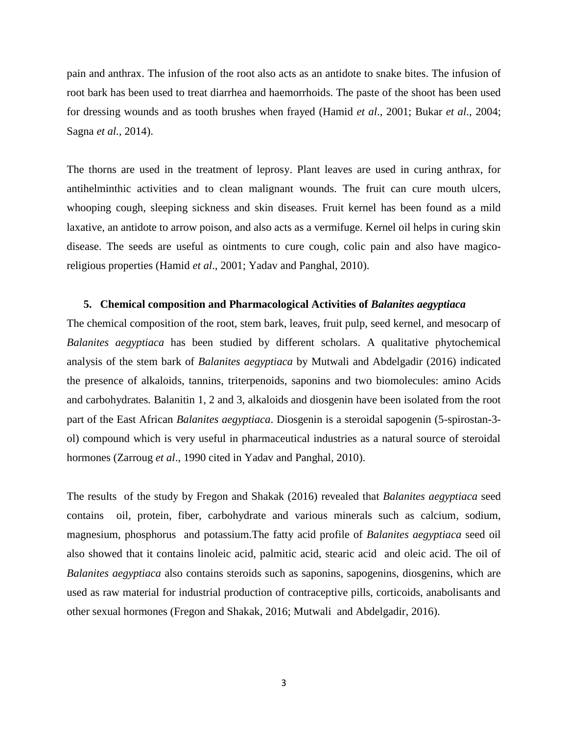pain and anthrax. The infusion of the root also acts as an antidote to snake bites. The infusion of root bark has been used to treat diarrhea and haemorrhoids. The paste of the shoot has been used for dressing wounds and as tooth brushes when frayed (Hamid *et al*., 2001; Bukar *et al*., 2004; Sagna *et al.*, 2014).

The thorns are used in the treatment of leprosy. Plant leaves are used in curing anthrax, for antihelminthic activities and to clean malignant wounds. The fruit can cure mouth ulcers, whooping cough, sleeping sickness and skin diseases. Fruit kernel has been found as a mild laxative, an antidote to arrow poison, and also acts as a vermifuge. Kernel oil helps in curing skin disease. The seeds are useful as ointments to cure cough, colic pain and also have magico-religious properties (Hamid *et al*., 2001; Yadav and Panghal, 2010).

## 5. Chemical composition and Pharmacological Activities of *Balanites aegyptiaca*

The chemical composition of the root, stem bark, leaves, fruit pulp, seed kernel, and mesocarp of *Balanites aegyptiaca* has been studied by different scholars. A qualitative phytochemical analysis of the stem bark of *Balanites aegyptiaca* by Mutwali and Abdelgadir (2016) indicated the presence of alkaloids, tannins, triterpenoids, saponins and two biomolecules: amino Acids and carbohydrates. Balanitin 1, 2 and 3, alkaloids and diosgenin have been isolated from the root part of the East African *Balanites aegyptiaca*. Diosgenin is a steroidal sapogenin (5-spirostan-3-ol) compound which is very useful in pharmaceutical industries as a natural source of steroidal hormones (Zarroug *et al*., 1990 cited in Yadav and Panghal, 2010).

The results of the study by Fregon and Shakak (2016) revealed that *Balanites aegyptiaca* seed contains oil, protein, fiber, carbohydrate and various minerals such as calcium, sodium, magnesium, phosphorus and potassium.The fatty acid profile of *Balanites aegyptiaca* seed oil also showed that it contains linoleic acid, palmitic acid, stearic acid and oleic acid. The oil of *Balanites aegyptiaca* also contains steroids such as saponins, sapogenins, diosgenins, which are used as raw material for industrial production of contraceptive pills, corticoids, anabolisants and other sexual hormones (Fregon and Shakak, 2016; Mutwali and Abdelgadir, 2016).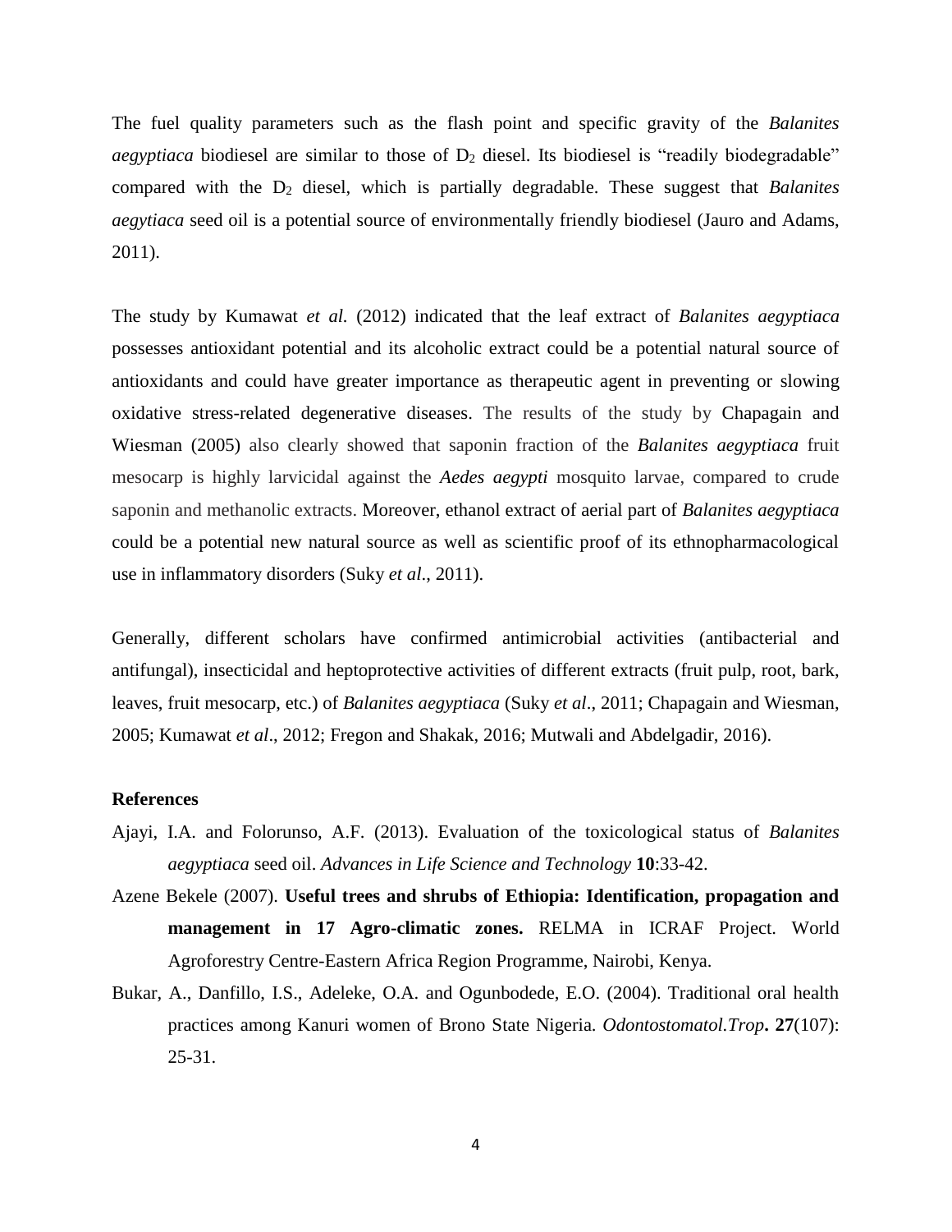The fuel quality parameters such as the flash point and specific gravity of the *Balanites aegyptiaca* biodiesel are similar to those of $D_2$ diesel. Its biodiesel is "readily biodegradable" compared with the $D_2$ diesel, which is partially degradable. These suggest that *Balanites aegytiaca* seed oil is a potential source of environmentally friendly biodiesel (Jauro and Adams, 2011).

The study by Kumawat *et al.* (2012) indicated that the leaf extract of *Balanites aegyptiaca* possesses antioxidant potential and its alcoholic extract could be a potential natural source of antioxidants and could have greater importance as therapeutic agent in preventing or slowing oxidative stress-related degenerative diseases. The results of the study by Chapagain and Wiesman (2005) also clearly showed that saponin fraction of the *Balanites aegyptiaca* fruit mesocarp is highly larvicidal against the *Aedes aegypti* mosquito larvae, compared to crude saponin and methanolic extracts. Moreover, ethanol extract of aerial part of *Balanites aegyptiaca* could be a potential new natural source as well as scientific proof of its ethnopharmacological use in inflammatory disorders (Suky *et al*., 2011).

Generally, different scholars have confirmed antimicrobial activities (antibacterial and antifungal), insecticidal and heptoprotective activities of different extracts (fruit pulp, root, bark, leaves, fruit mesocarp, etc.) of *Balanites aegyptiaca* (Suky *et al*., 2011; Chapagain and Wiesman, 2005; Kumawat *et al*., 2012; Fregon and Shakak, 2016; Mutwali and Abdelgadir, 2016).

**References**

Ajayi, I.A. and Folorunso, A.F. (2013). Evaluation of the toxicological status of *Balanites aegyptiaca* seed oil. *Advances in Life Science and Technology* **10**:33-42.

Azene Bekele (2007). **Useful trees and shrubs of Ethiopia: Identification, propagation and management in 17 Agro-climatic zones.** RELMA in ICRAF Project. World Agroforestry Centre-Eastern Africa Region Programme, Nairobi, Kenya.

Bukar, A., Danfillo, I.S., Adeleke, O.A. and Ogunbodede, E.O. (2004). Traditional oral health practices among Kanuri women of Brono State Nigeria. *Odontostomatol.Trop***.** **27**(107): 25-31.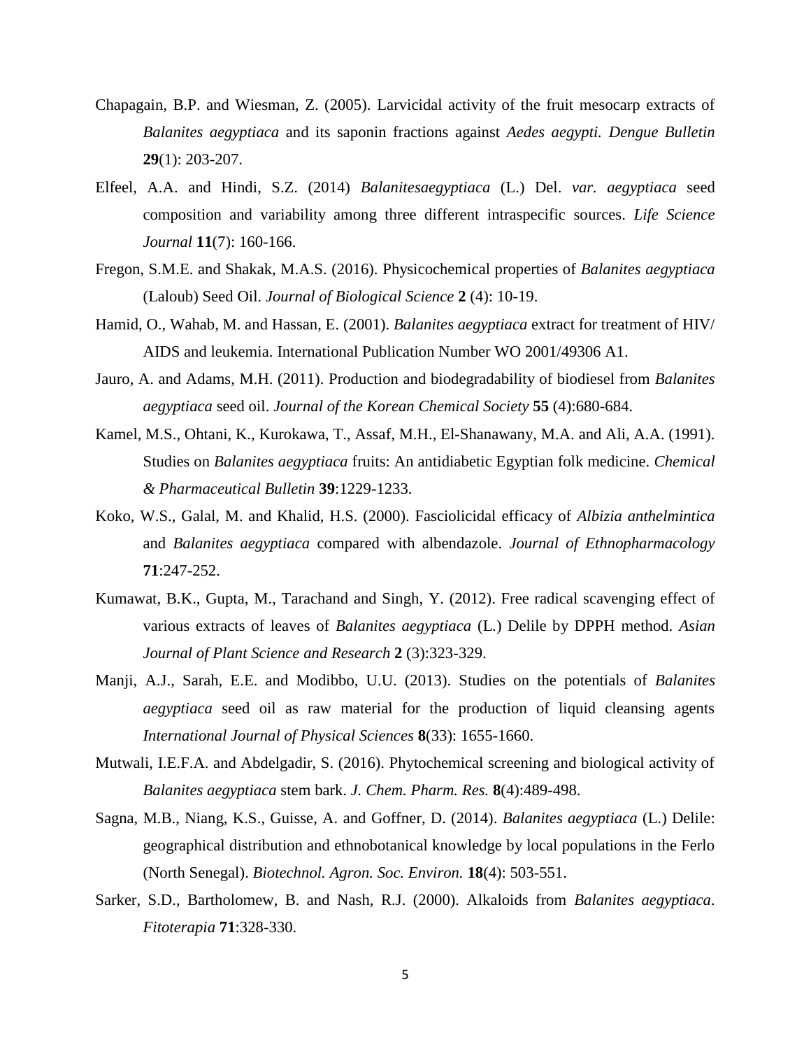Chapagain, B.P. and Wiesman, Z. (2005). Larvicidal activity of the fruit mesocarp extracts of *Balanites aegyptiaca* and its saponin fractions against *Aedes aegypti. Dengue Bulletin* **29**(1): 203-207.

Elfeel, A.A. and Hindi, S.Z. (2014) *Balanitesaegyptiaca* (L.) Del. *var. aegyptiaca* seed composition and variability among three different intraspecific sources. *Life Science Journal* **11**(7): 160-166.

Fregon, S.M.E. and Shakak, M.A.S. (2016). Physicochemical properties of *Balanites aegyptiaca* (Laloub) Seed Oil. *Journal of Biological Science* **2** (4): 10-19.

Hamid, O., Wahab, M. and Hassan, E. (2001). *Balanites aegyptiaca* extract for treatment of HIV/ AIDS and leukemia. International Publication Number WO 2001/49306 A1.

Jauro, A. and Adams, M.H. (2011). Production and biodegradability of biodiesel from *Balanites aegyptiaca* seed oil. *Journal of the Korean Chemical Society* **55** (4):680-684.

Kamel, M.S., Ohtani, K., Kurokawa, T., Assaf, M.H., El-Shanawany, M.A. and Ali, A.A. (1991). Studies on *Balanites aegyptiaca* fruits: An antidiabetic Egyptian folk medicine. *Chemical & Pharmaceutical Bulletin* **39**:1229-1233.

Koko, W.S., Galal, M. and Khalid, H.S. (2000). Fasciolicidal efficacy of *Albizia anthelmintica* and *Balanites aegyptiaca* compared with albendazole. *Journal of Ethnopharmacology* **71**:247-252.

Kumawat, B.K., Gupta, M., Tarachand and Singh, Y. (2012). Free radical scavenging effect of various extracts of leaves of *Balanites aegyptiaca* (L.) Delile by DPPH method. *Asian Journal of Plant Science and Research* **2** (3):323-329.

Manji, A.J., Sarah, E.E. and Modibbo, U.U. (2013). Studies on the potentials of *Balanites aegyptiaca* seed oil as raw material for the production of liquid cleansing agents *International Journal of Physical Sciences* **8**(33): 1655-1660.

Mutwali, I.E.F.A. and Abdelgadir, S. (2016). Phytochemical screening and biological activity of *Balanites aegyptiaca* stem bark. *J. Chem. Pharm. Res.* **8**(4):489-498.

Sagna, M.B., Niang, K.S., Guisse, A. and Goffner, D. (2014). *Balanites aegyptiaca* (L.) Delile: geographical distribution and ethnobotanical knowledge by local populations in the Ferlo (North Senegal). *Biotechnol. Agron. Soc. Environ.* **18**(4): 503-551.

Sarker, S.D., Bartholomew, B. and Nash, R.J. (2000). Alkaloids from *Balanites aegyptiaca*. *Fitoterapia* **71**:328-330.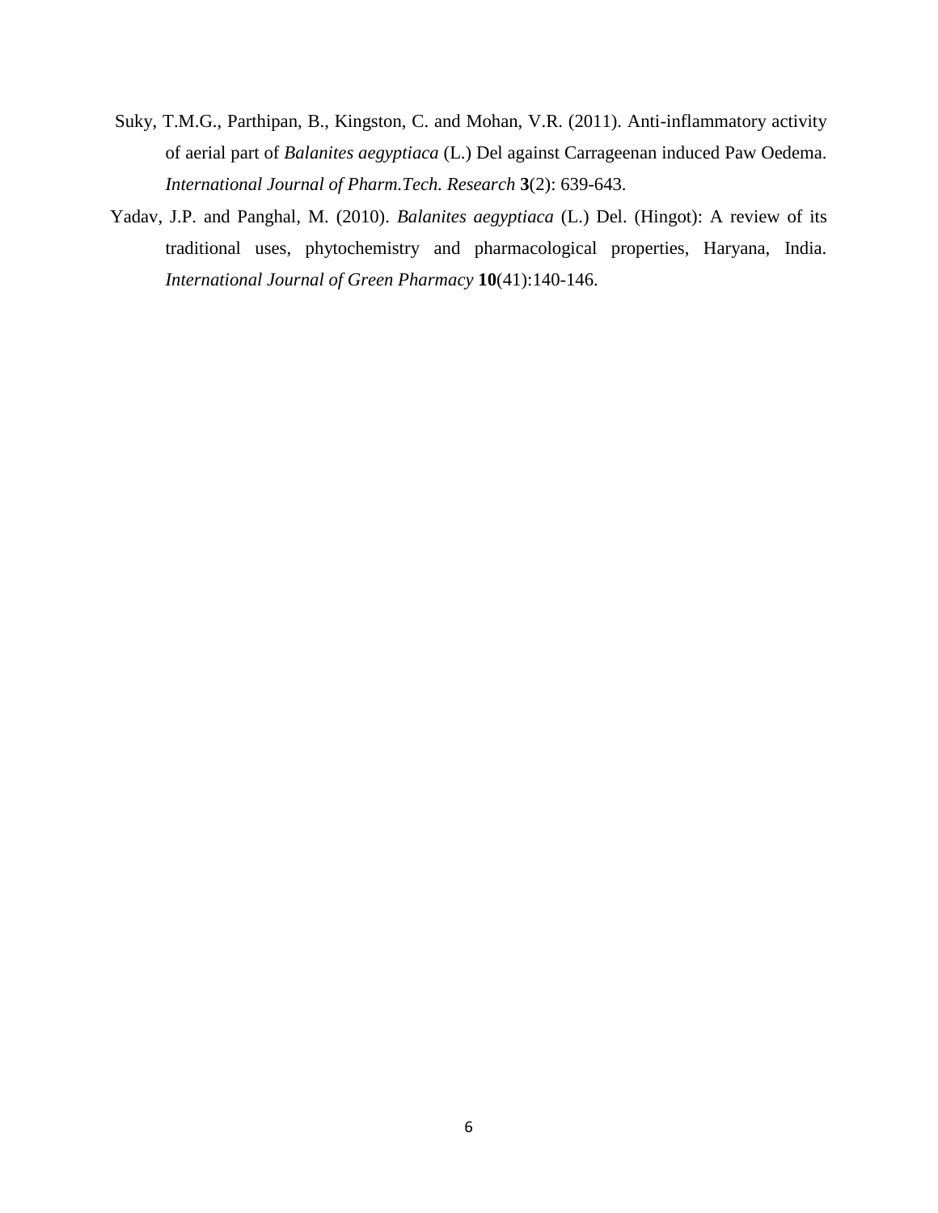Suky, T.M.G., Parthipan, B., Kingston, C. and Mohan, V.R. (2011). Anti-inflammatory activity of aerial part of *Balanites aegyptiaca* (L.) Del against Carrageenan induced Paw Oedema. *International Journal of Pharm.Tech. Research* **3**(2): 639-643.

Yadav, J.P. and Panghal, M. (2010). *Balanites aegyptiaca* (L.) Del. (Hingot): A review of its traditional uses, phytochemistry and pharmacological properties, Haryana, India. *International Journal of Green Pharmacy* **10**(41):140-146.